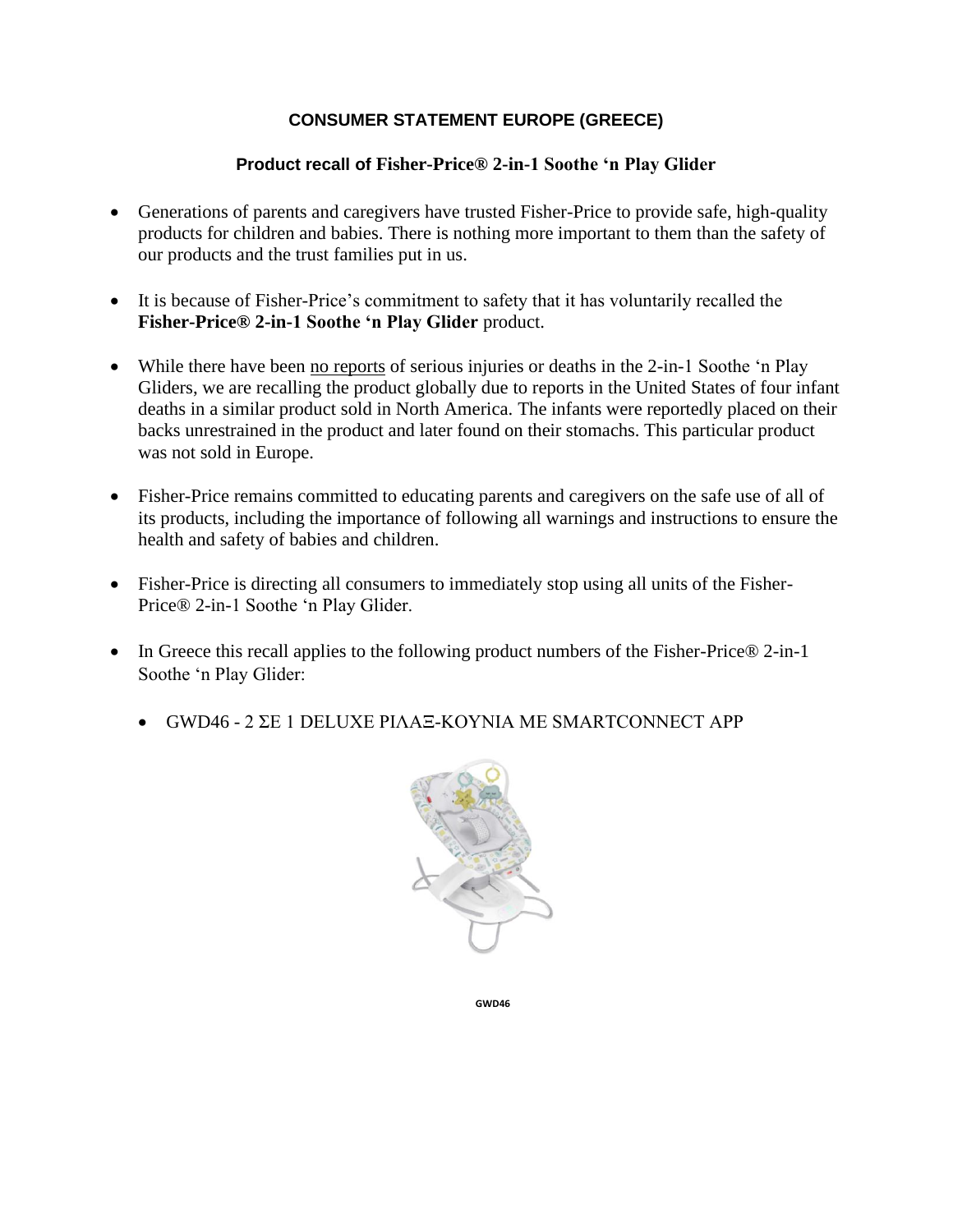# CONSUMER STATEMENT EUROPE (GREECE)

## Product recall of Fisher-Price® 2-in-1 Soothe 'n Play Glider

- Generations of parents and caregivers have trusted Fisher-Price to provide safe, high-quality products for children and babies. There is nothing more important to them than the safety of our products and the trust families put in us.

- It is because of Fisher-Price's commitment to safety that it has voluntarily recalled the **Fisher-Price® 2-in-1 Soothe 'n Play Glider** product.

- While there have been no reports of serious injuries or deaths in the 2-in-1 Soothe 'n Play Gliders, we are recalling the product globally due to reports in the United States of four infant deaths in a similar product sold in North America. The infants were reportedly placed on their backs unrestrained in the product and later found on their stomachs. This particular product was not sold in Europe.

- Fisher-Price remains committed to educating parents and caregivers on the safe use of all of its products, including the importance of following all warnings and instructions to ensure the health and safety of babies and children.

- Fisher-Price is directing all consumers to immediately stop using all units of the Fisher-Price® 2-in-1 Soothe 'n Play Glider.

- In Greece this recall applies to the following product numbers of the Fisher-Price® 2-in-1 Soothe 'n Play Glider:

  - GWD46 - 2 ΣΕ 1 DELUXE ΡΙΛΑΞ-ΚΟΥΝΙΑ ΜΕ SMARTCONNECT APP

GWD46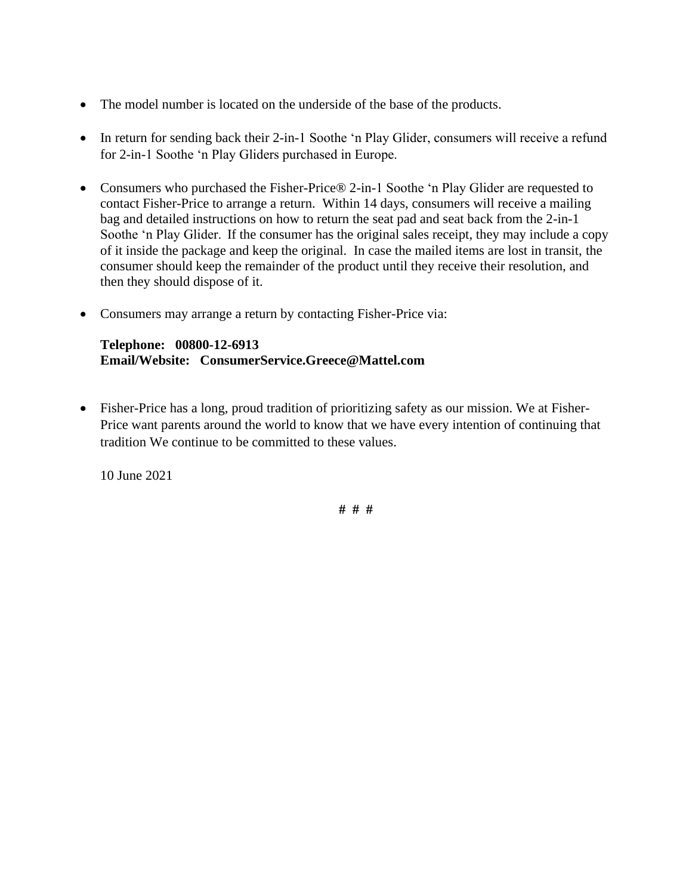- The model number is located on the underside of the base of the products.

- In return for sending back their 2-in-1 Soothe 'n Play Glider, consumers will receive a refund for 2-in-1 Soothe 'n Play Gliders purchased in Europe.

- Consumers who purchased the Fisher-Price® 2-in-1 Soothe 'n Play Glider are requested to contact Fisher-Price to arrange a return. Within 14 days, consumers will receive a mailing bag and detailed instructions on how to return the seat pad and seat back from the 2-in-1 Soothe 'n Play Glider. If the consumer has the original sales receipt, they may include a copy of it inside the package and keep the original. In case the mailed items are lost in transit, the consumer should keep the remainder of the product until they receive their resolution, and then they should dispose of it.

- Consumers may arrange a return by contacting Fisher-Price via:

  **Telephone: 00800-12-6913**
  **Email/Website: ConsumerService.Greece@Mattel.com**

- Fisher-Price has a long, proud tradition of prioritizing safety as our mission. We at Fisher-Price want parents around the world to know that we have every intention of continuing that tradition We continue to be committed to these values.

  10 June 2021

# # #